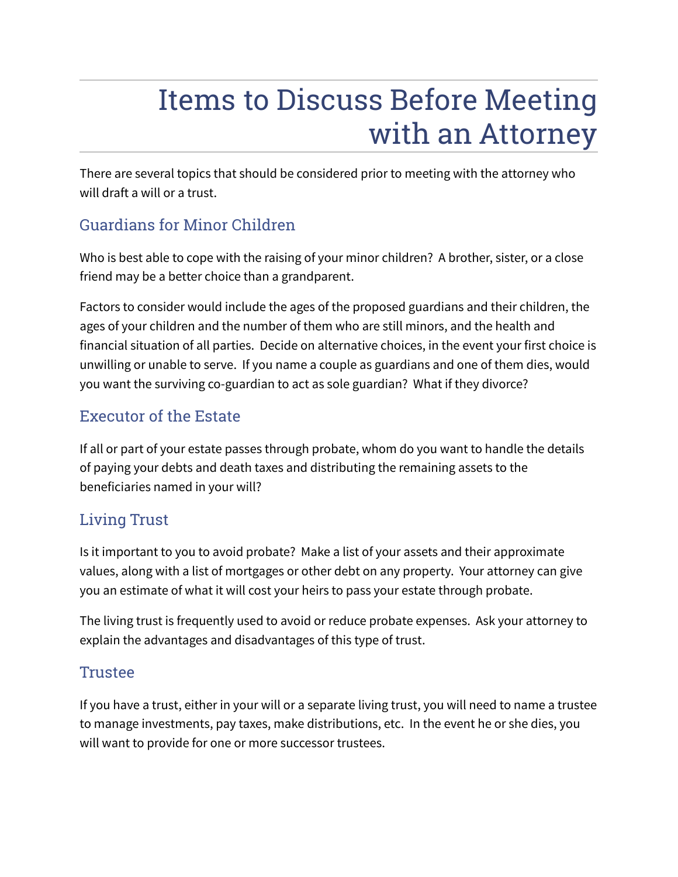# Items to Discuss Before Meeting with an Attorney

There are several topics that should be considered prior to meeting with the attorney who will draft a will or a trust.

## Guardians for Minor Children

Who is best able to cope with the raising of your minor children? A brother, sister, or a close friend may be a better choice than a grandparent.

Factors to consider would include the ages of the proposed guardians and their children, the ages of your children and the number of them who are still minors, and the health and financial situation of all parties. Decide on alternative choices, in the event your first choice is unwilling or unable to serve. If you name a couple as guardians and one of them dies, would you want the surviving co-guardian to act as sole guardian? What if they divorce?

## Executor of the Estate

If all or part of your estate passes through probate, whom do you want to handle the details of paying your debts and death taxes and distributing the remaining assets to the beneficiaries named in your will?

## Living Trust

Is it important to you to avoid probate? Make a list of your assets and their approximate values, along with a list of mortgages or other debt on any property. Your attorney can give you an estimate of what it will cost your heirs to pass your estate through probate.

The living trust is frequently used to avoid or reduce probate expenses. Ask your attorney to explain the advantages and disadvantages of this type of trust.

## Trustee

If you have a trust, either in your will or a separate living trust, you will need to name a trustee to manage investments, pay taxes, make distributions, etc. In the event he or she dies, you will want to provide for one or more successor trustees.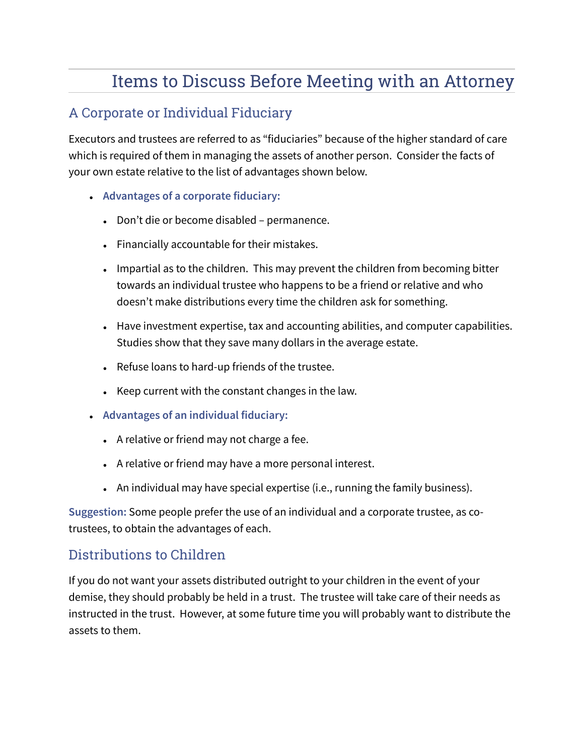# Items to Discuss Before Meeting with an Attorney

## A Corporate or Individual Fiduciary

Executors and trustees are referred to as "fiduciaries" because of the higher standard of care which is required of them in managing the assets of another person. Consider the facts of your own estate relative to the list of advantages shown below.

- **Advantages of a corporate fiduciary:**
  - Don't die or become disabled – permanence.
  - Financially accountable for their mistakes.
  - Impartial as to the children. This may prevent the children from becoming bitter towards an individual trustee who happens to be a friend or relative and who doesn't make distributions every time the children ask for something.
  - Have investment expertise, tax and accounting abilities, and computer capabilities. Studies show that they save many dollars in the average estate.
  - Refuse loans to hard-up friends of the trustee.
  - Keep current with the constant changes in the law.
- **Advantages of an individual fiduciary:**
  - A relative or friend may not charge a fee.
  - A relative or friend may have a more personal interest.
  - An individual may have special expertise (i.e., running the family business).

**Suggestion:** Some people prefer the use of an individual and a corporate trustee, as co-trustees, to obtain the advantages of each.

## Distributions to Children

If you do not want your assets distributed outright to your children in the event of your demise, they should probably be held in a trust. The trustee will take care of their needs as instructed in the trust. However, at some future time you will probably want to distribute the assets to them.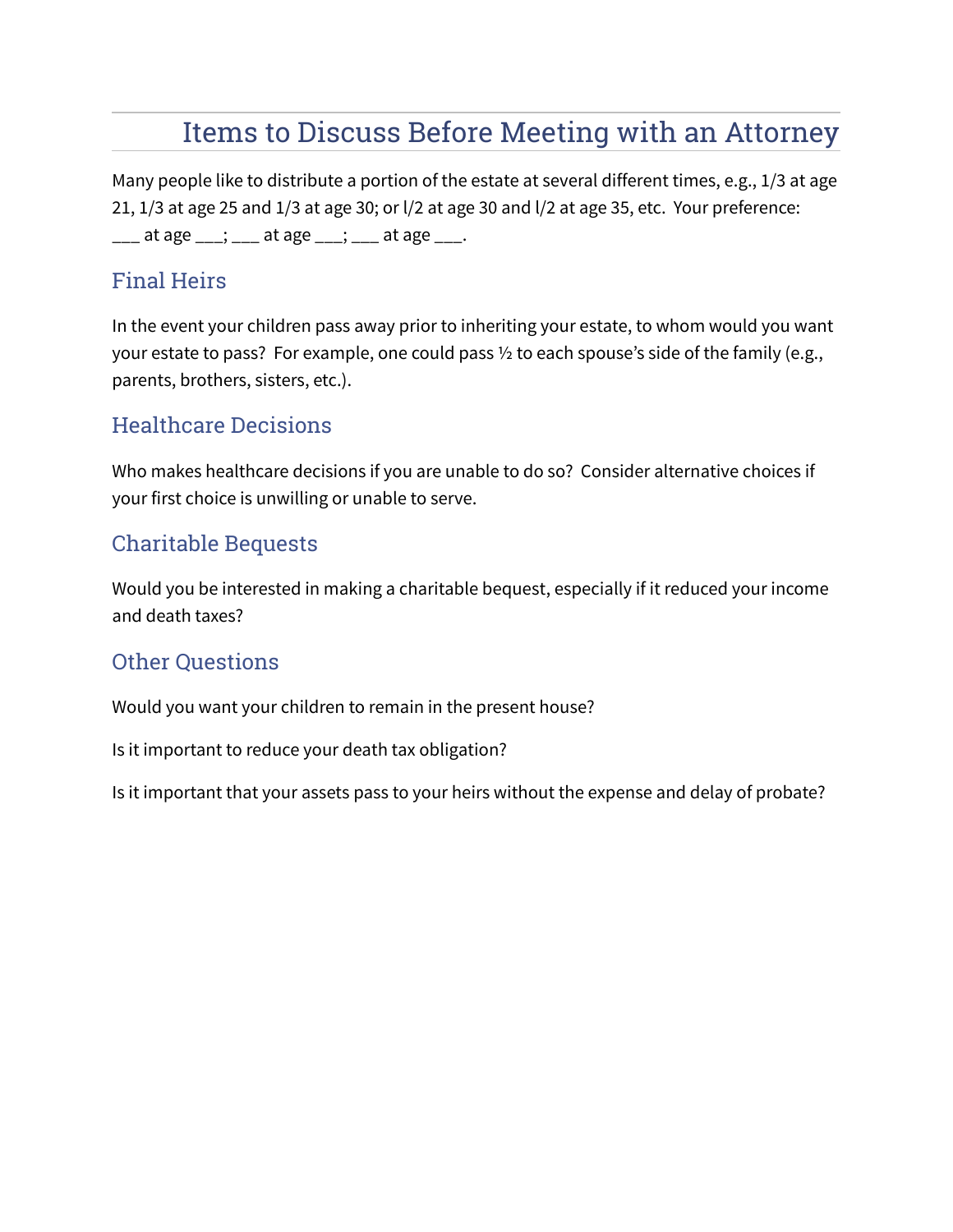# Items to Discuss Before Meeting with an Attorney

Many people like to distribute a portion of the estate at several different times, e.g., 1/3 at age 21, 1/3 at age 25 and 1/3 at age 30; or l/2 at age 30 and l/2 at age 35, etc. Your preference: ___ at age ___; ___ at age ___; ___ at age ___.

## Final Heirs

In the event your children pass away prior to inheriting your estate, to whom would you want your estate to pass? For example, one could pass ½ to each spouse's side of the family (e.g., parents, brothers, sisters, etc.).

## Healthcare Decisions

Who makes healthcare decisions if you are unable to do so? Consider alternative choices if your first choice is unwilling or unable to serve.

## Charitable Bequests

Would you be interested in making a charitable bequest, especially if it reduced your income and death taxes?

## Other Questions

Would you want your children to remain in the present house?

Is it important to reduce your death tax obligation?

Is it important that your assets pass to your heirs without the expense and delay of probate?